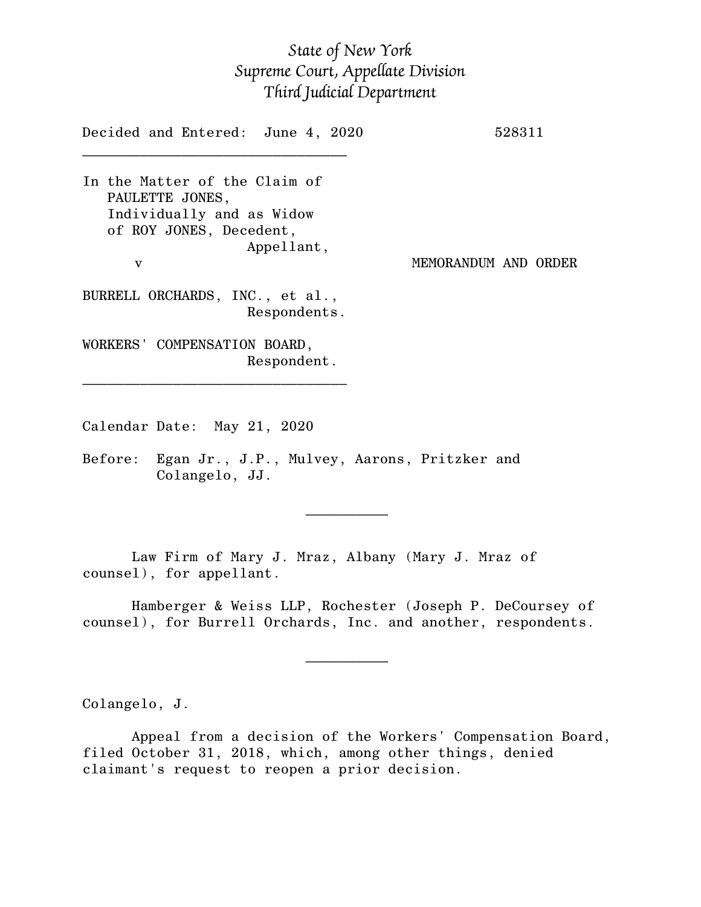*State of New York*
*Supreme Court, Appellate Division*
*Third Judicial Department*

Decided and Entered: June 4, 2020 528311

---

In the Matter of the Claim of
PAULETTE JONES,
Individually and as Widow
of ROY JONES, Decedent,
Appellant,

v MEMORANDUM AND ORDER

BURRELL ORCHARDS, INC., et al.,
Respondents.

WORKERS' COMPENSATION BOARD,
Respondent.

---

Calendar Date: May 21, 2020

Before: Egan Jr., J.P., Mulvey, Aarons, Pritzker and Colangelo, JJ.

---

Law Firm of Mary J. Mraz, Albany (Mary J. Mraz of counsel), for appellant.

Hamberger & Weiss LLP, Rochester (Joseph P. DeCoursey of counsel), for Burrell Orchards, Inc. and another, respondents.

---

Colangelo, J.

Appeal from a decision of the Workers' Compensation Board, filed October 31, 2018, which, among other things, denied claimant's request to reopen a prior decision.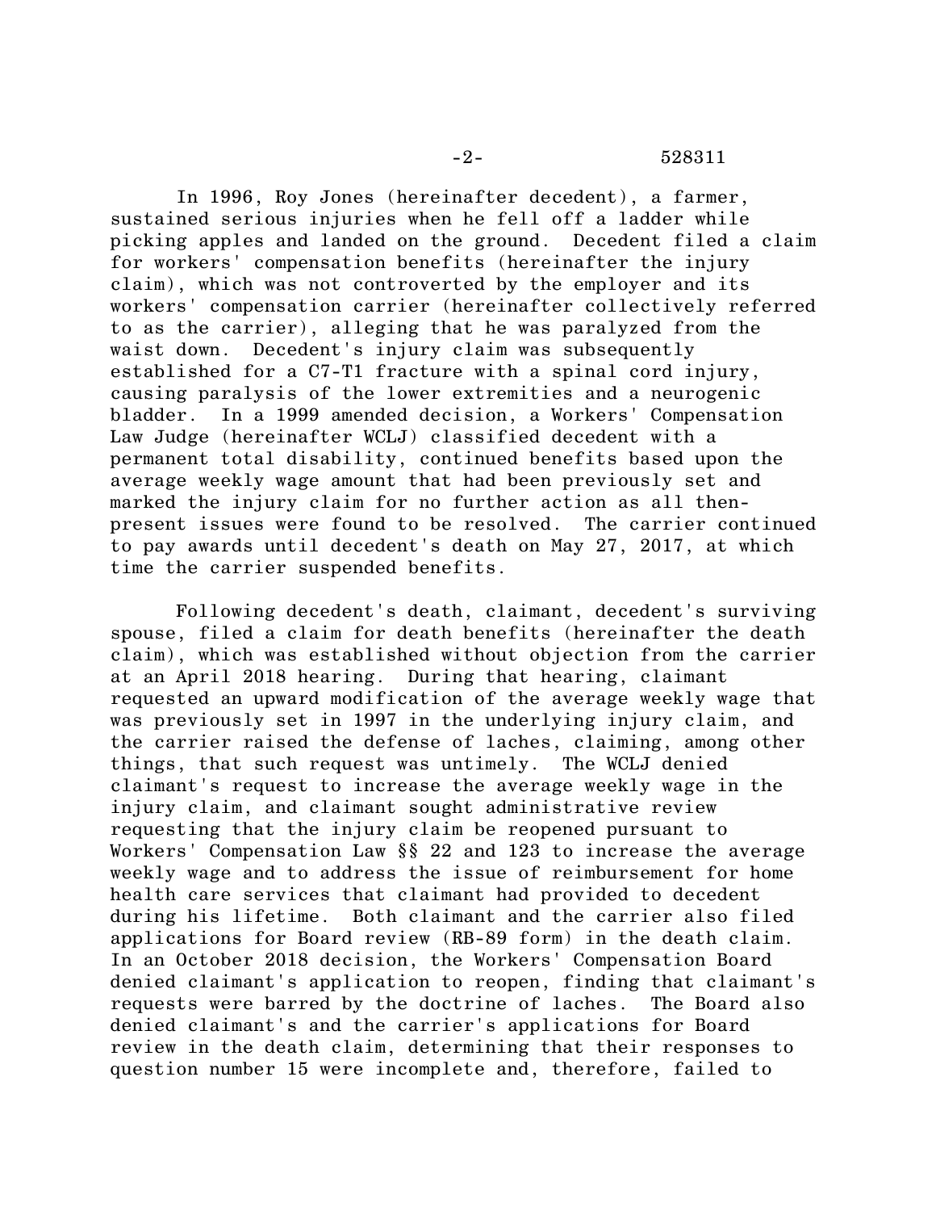In 1996, Roy Jones (hereinafter decedent), a farmer, sustained serious injuries when he fell off a ladder while picking apples and landed on the ground. Decedent filed a claim for workers' compensation benefits (hereinafter the injury claim), which was not controverted by the employer and its workers' compensation carrier (hereinafter collectively referred to as the carrier), alleging that he was paralyzed from the waist down. Decedent's injury claim was subsequently established for a C7-T1 fracture with a spinal cord injury, causing paralysis of the lower extremities and a neurogenic bladder. In a 1999 amended decision, a Workers' Compensation Law Judge (hereinafter WCLJ) classified decedent with a permanent total disability, continued benefits based upon the average weekly wage amount that had been previously set and marked the injury claim for no further action as all then-present issues were found to be resolved. The carrier continued to pay awards until decedent's death on May 27, 2017, at which time the carrier suspended benefits.

Following decedent's death, claimant, decedent's surviving spouse, filed a claim for death benefits (hereinafter the death claim), which was established without objection from the carrier at an April 2018 hearing. During that hearing, claimant requested an upward modification of the average weekly wage that was previously set in 1997 in the underlying injury claim, and the carrier raised the defense of laches, claiming, among other things, that such request was untimely. The WCLJ denied claimant's request to increase the average weekly wage in the injury claim, and claimant sought administrative review requesting that the injury claim be reopened pursuant to Workers' Compensation Law §§ 22 and 123 to increase the average weekly wage and to address the issue of reimbursement for home health care services that claimant had provided to decedent during his lifetime. Both claimant and the carrier also filed applications for Board review (RB-89 form) in the death claim. In an October 2018 decision, the Workers' Compensation Board denied claimant's application to reopen, finding that claimant's requests were barred by the doctrine of laches. The Board also denied claimant's and the carrier's applications for Board review in the death claim, determining that their responses to question number 15 were incomplete and, therefore, failed to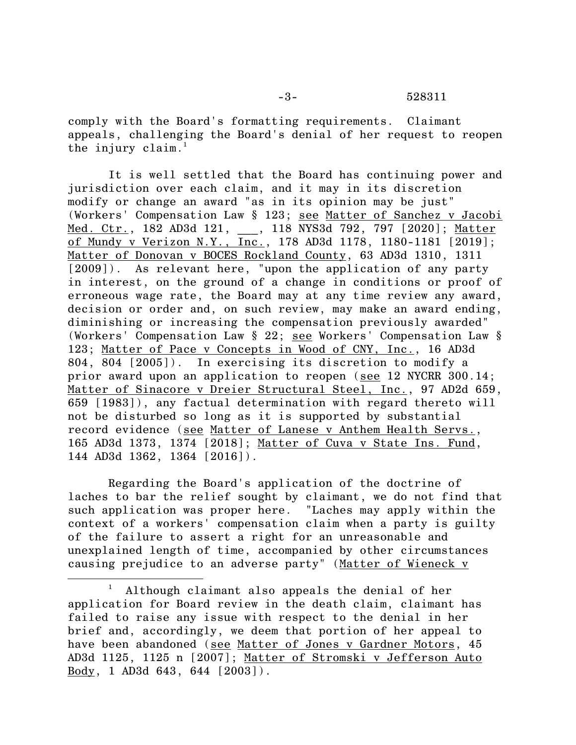comply with the Board's formatting requirements. Claimant appeals, challenging the Board's denial of her request to reopen the injury claim.[1]

It is well settled that the Board has continuing power and jurisdiction over each claim, and it may in its discretion modify or change an award "as in its opinion may be just" (Workers' Compensation Law § 123; see Matter of Sanchez v Jacobi Med. Ctr., 182 AD3d 121, ___, 118 NYS3d 792, 797 [2020]; Matter of Mundy v Verizon N.Y., Inc., 178 AD3d 1178, 1180-1181 [2019]; Matter of Donovan v BOCES Rockland County, 63 AD3d 1310, 1311 [2009]). As relevant here, "upon the application of any party in interest, on the ground of a change in conditions or proof of erroneous wage rate, the Board may at any time review any award, decision or order and, on such review, may make an award ending, diminishing or increasing the compensation previously awarded" (Workers' Compensation Law § 22; see Workers' Compensation Law § 123; Matter of Pace v Concepts in Wood of CNY, Inc., 16 AD3d 804, 804 [2005]). In exercising its discretion to modify a prior award upon an application to reopen (see 12 NYCRR 300.14; Matter of Sinacore v Dreier Structural Steel, Inc., 97 AD2d 659, 659 [1983]), any factual determination with regard thereto will not be disturbed so long as it is supported by substantial record evidence (see Matter of Lanese v Anthem Health Servs., 165 AD3d 1373, 1374 [2018]; Matter of Cuva v State Ins. Fund, 144 AD3d 1362, 1364 [2016]).

Regarding the Board's application of the doctrine of laches to bar the relief sought by claimant, we do not find that such application was proper here. "Laches may apply within the context of a workers' compensation claim when a party is guilty of the failure to assert a right for an unreasonable and unexplained length of time, accompanied by other circumstances causing prejudice to an adverse party" (Matter of Wieneck v

---

[1] Although claimant also appeals the denial of her application for Board review in the death claim, claimant has failed to raise any issue with respect to the denial in her brief and, accordingly, we deem that portion of her appeal to have been abandoned (see Matter of Jones v Gardner Motors, 45 AD3d 1125, 1125 n [2007]; Matter of Stromski v Jefferson Auto Body, 1 AD3d 643, 644 [2003]).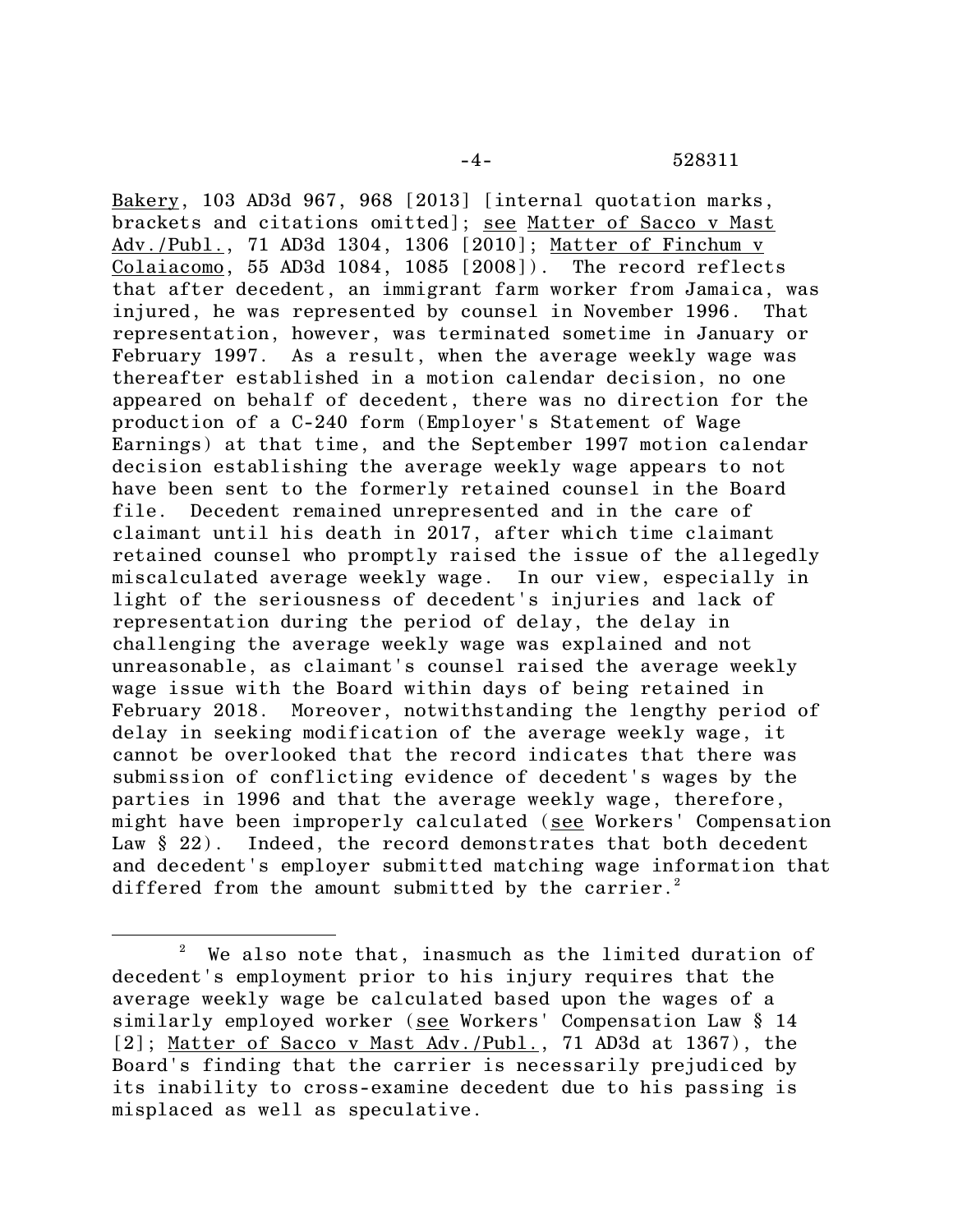Bakery, 103 AD3d 967, 968 [2013] [internal quotation marks, brackets and citations omitted]; see Matter of Sacco v Mast Adv./Publ., 71 AD3d 1304, 1306 [2010]; Matter of Finchum v Colaiacomo, 55 AD3d 1084, 1085 [2008]). The record reflects that after decedent, an immigrant farm worker from Jamaica, was injured, he was represented by counsel in November 1996. That representation, however, was terminated sometime in January or February 1997. As a result, when the average weekly wage was thereafter established in a motion calendar decision, no one appeared on behalf of decedent, there was no direction for the production of a C-240 form (Employer's Statement of Wage Earnings) at that time, and the September 1997 motion calendar decision establishing the average weekly wage appears to not have been sent to the formerly retained counsel in the Board file. Decedent remained unrepresented and in the care of claimant until his death in 2017, after which time claimant retained counsel who promptly raised the issue of the allegedly miscalculated average weekly wage. In our view, especially in light of the seriousness of decedent's injuries and lack of representation during the period of delay, the delay in challenging the average weekly wage was explained and not unreasonable, as claimant's counsel raised the average weekly wage issue with the Board within days of being retained in February 2018. Moreover, notwithstanding the lengthy period of delay in seeking modification of the average weekly wage, it cannot be overlooked that the record indicates that there was submission of conflicting evidence of decedent's wages by the parties in 1996 and that the average weekly wage, therefore, might have been improperly calculated (see Workers' Compensation Law § 22). Indeed, the record demonstrates that both decedent and decedent's employer submitted matching wage information that differed from the amount submitted by the carrier.[2]

---

[2] We also note that, inasmuch as the limited duration of decedent's employment prior to his injury requires that the average weekly wage be calculated based upon the wages of a similarly employed worker (see Workers' Compensation Law § 14 [2]; Matter of Sacco v Mast Adv./Publ., 71 AD3d at 1367), the Board's finding that the carrier is necessarily prejudiced by its inability to cross-examine decedent due to his passing is misplaced as well as speculative.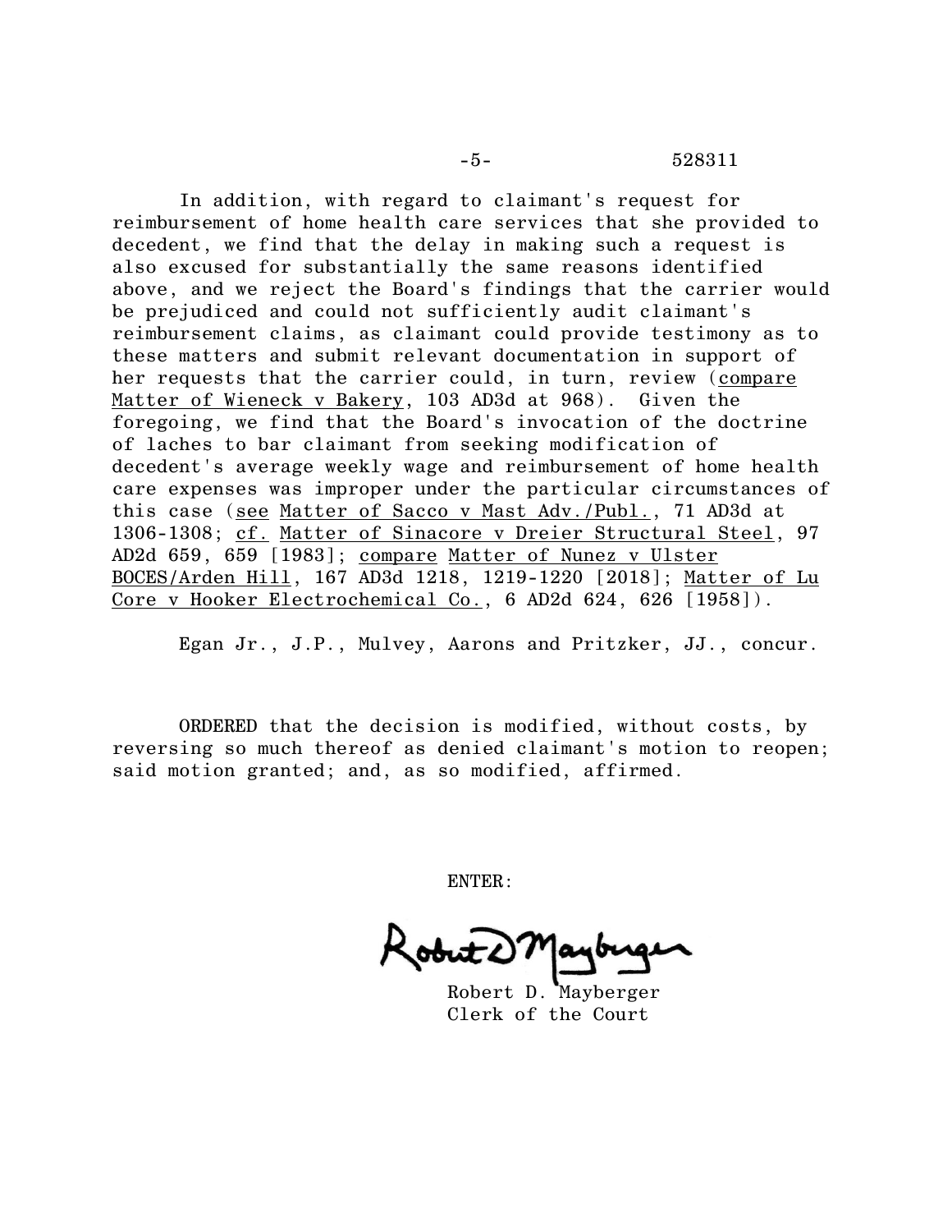In addition, with regard to claimant's request for reimbursement of home health care services that she provided to decedent, we find that the delay in making such a request is also excused for substantially the same reasons identified above, and we reject the Board's findings that the carrier would be prejudiced and could not sufficiently audit claimant's reimbursement claims, as claimant could provide testimony as to these matters and submit relevant documentation in support of her requests that the carrier could, in turn, review (compare Matter of Wieneck v Bakery, 103 AD3d at 968). Given the foregoing, we find that the Board's invocation of the doctrine of laches to bar claimant from seeking modification of decedent's average weekly wage and reimbursement of home health care expenses was improper under the particular circumstances of this case (see Matter of Sacco v Mast Adv./Publ., 71 AD3d at 1306-1308; cf. Matter of Sinacore v Dreier Structural Steel, 97 AD2d 659, 659 [1983]; compare Matter of Nunez v Ulster BOCES/Arden Hill, 167 AD3d 1218, 1219-1220 [2018]; Matter of Lu Core v Hooker Electrochemical Co., 6 AD2d 624, 626 [1958]).

Egan Jr., J.P., Mulvey, Aarons and Pritzker, JJ., concur.

ORDERED that the decision is modified, without costs, by reversing so much thereof as denied claimant's motion to reopen; said motion granted; and, as so modified, affirmed.

ENTER:

Robert D. Mayberger
Clerk of the Court